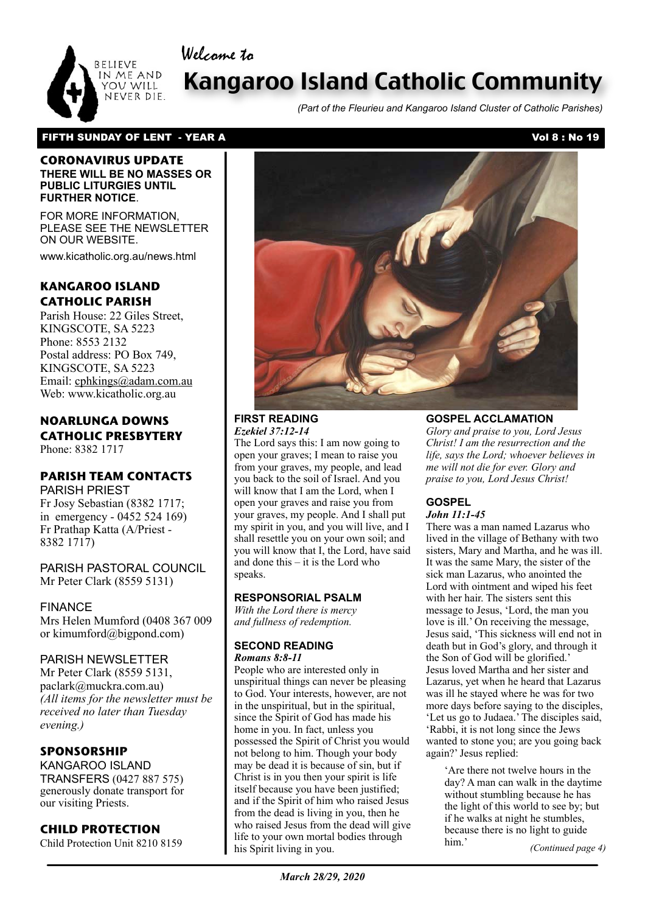Welcome to

# Kangaroo Island Catholic Community

*(Part of the Fleurieu and Kangaroo Island Cluster of Catholic Parishes)*

**FIFTH SUNDAY OF LENT - YEAR A** **Vol 8 : No 19**

## CORONAVIRUS UPDATE

**THERE WILL BE NO MASSES OR PUBLIC LITURGIES UNTIL FURTHER NOTICE**.

FOR MORE INFORMATION, PLEASE SEE THE NEWSLETTER ON OUR WEBSITE.

www.kicatholic.org.au/news.html

## KANGAROO ISLAND CATHOLIC PARISH

Parish House: 22 Giles Street, KINGSCOTE, SA 5223
Phone: 8553 2132
Postal address: PO Box 749, KINGSCOTE, SA 5223
Email: cphkings@adam.com.au
Web: www.kicatholic.org.au

## NOARLUNGA DOWNS CATHOLIC PRESBYTERY

Phone: 8382 1717

## PARISH TEAM CONTACTS

PARISH PRIEST
Fr Josy Sebastian (8382 1717; in emergency - 0452 524 169)
Fr Prathap Katta (A/Priest - 8382 1717)

PARISH PASTORAL COUNCIL
Mr Peter Clark (8559 5131)

FINANCE
Mrs Helen Mumford (0408 367 009 or kimumford@bigpond.com)

PARISH NEWSLETTER
Mr Peter Clark (8559 5131, paclark@muckra.com.au)
*(All items for the newsletter must be received no later than Tuesday evening.)*

## SPONSORSHIP

KANGAROO ISLAND TRANSFERS (0427 887 575) generously donate transport for our visiting Priests.

## CHILD PROTECTION

Child Protection Unit 8210 8159

### FIRST READING

***Ezekiel 37:12-14***

The Lord says this: I am now going to open your graves; I mean to raise you from your graves, my people, and lead you back to the soil of Israel. And you will know that I am the Lord, when I open your graves and raise you from your graves, my people. And I shall put my spirit in you, and you will live, and I shall resettle you on your own soil; and you will know that I, the Lord, have said and done this – it is the Lord who speaks.

### RESPONSORIAL PSALM

*With the Lord there is mercy and fullness of redemption.*

### SECOND READING

***Romans 8:8-11***

People who are interested only in unspiritual things can never be pleasing to God. Your interests, however, are not in the unspiritual, but in the spiritual, since the Spirit of God has made his home in you. In fact, unless you possessed the Spirit of Christ you would not belong to him. Though your body may be dead it is because of sin, but if Christ is in you then your spirit is life itself because you have been justified; and if the Spirit of him who raised Jesus from the dead is living in you, then he who raised Jesus from the dead will give life to your own mortal bodies through his Spirit living in you.

### GOSPEL ACCLAMATION

*Glory and praise to you, Lord Jesus Christ! I am the resurrection and the life, says the Lord; whoever believes in me will not die for ever. Glory and praise to you, Lord Jesus Christ!*

### GOSPEL

***John 11:1-45***

There was a man named Lazarus who lived in the village of Bethany with two sisters, Mary and Martha, and he was ill. It was the same Mary, the sister of the sick man Lazarus, who anointed the Lord with ointment and wiped his feet with her hair. The sisters sent this message to Jesus, 'Lord, the man you love is ill.' On receiving the message, Jesus said, 'This sickness will end not in death but in God's glory, and through it the Son of God will be glorified.' Jesus loved Martha and her sister and Lazarus, yet when he heard that Lazarus was ill he stayed where he was for two more days before saying to the disciples, 'Let us go to Judaea.' The disciples said, 'Rabbi, it is not long since the Jews wanted to stone you; are you going back again?' Jesus replied:

> 'Are there not twelve hours in the day? A man can walk in the daytime without stumbling because he has the light of this world to see by; but if he walks at night he stumbles, because there is no light to guide him.'

*(Continued page 4)*

*March 28/29, 2020*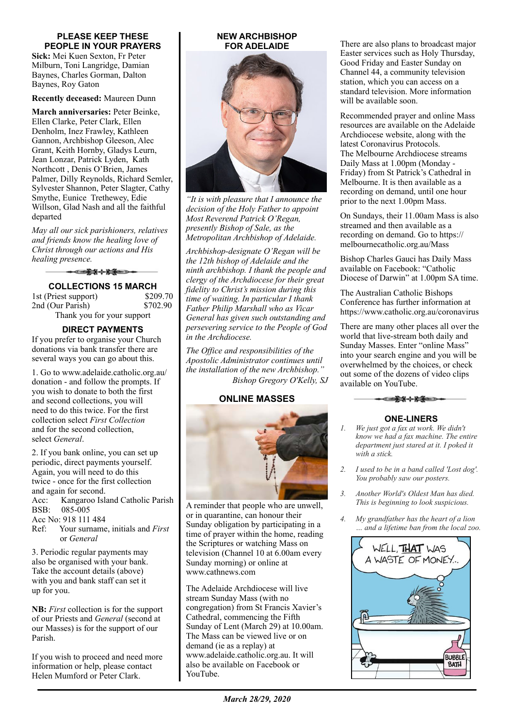## PLEASE KEEP THESE PEOPLE IN YOUR PRAYERS

**Sick:** Mei Kuen Sexton, Fr Peter Milburn, Toni Langridge, Damian Baynes, Charles Gorman, Dalton Baynes, Roy Gaton

**Recently deceased:** Maureen Dunn

**March anniversaries:** Peter Beinke, Ellen Clarke, Peter Clark, Ellen Denholm, Inez Frawley, Kathleen Gannon, Archbishop Gleeson, Alec Grant, Keith Hornby, Gladys Leurn, Jean Lonzar, Patrick Lyden, Kath Northcott , Denis O'Brien, James Palmer, Dilly Reynolds, Richard Semler, Sylvester Shannon, Peter Slagter, Cathy Smythe, Eunice Trethewey, Edie Willson, Glad Nash and all the faithful departed

*May all our sick parishioners, relatives and friends know the healing love of Christ through our actions and His healing presence.*

## COLLECTIONS 15 MARCH

| | |
|---|---|
| 1st (Priest support) | $209.70 |
| 2nd (Our Parish) | $702.90 |

Thank you for your support

## DIRECT PAYMENTS

If you prefer to organise your Church donations via bank transfer there are several ways you can go about this.

1. Go to www.adelaide.catholic.org.au/donation - and follow the prompts. If you wish to donate to both the first and second collections, you will need to do this twice. For the first collection select *First Collection* and for the second collection, select *General*.

2. If you bank online, you can set up periodic, direct payments yourself. Again, you will need to do this twice - once for the first collection and again for second.
Acc: Kangaroo Island Catholic Parish
BSB: 085-005
Acc No: 918 111 484
Ref: Your surname, initials and *First* or *General*

3. Periodic regular payments may also be organised with your bank. Take the account details (above) with you and bank staff can set it up for you.

**NB:** *First* collection is for the support of our Priests and *General* (second at our Masses) is for the support of our Parish.

If you wish to proceed and need more information or help, please contact Helen Mumford or Peter Clark.

## NEW ARCHBISHOP FOR ADELAIDE

*"It is with pleasure that I announce the decision of the Holy Father to appoint Most Reverend Patrick O'Regan, presently Bishop of Sale, as the Metropolitan Archbishop of Adelaide.*

*Archbishop-designate O'Regan will be the 12th bishop of Adelaide and the ninth archbishop. I thank the people and clergy of the Archdiocese for their great fidelity to Christ's mission during this time of waiting. In particular I thank Father Philip Marshall who as Vicar General has given such outstanding and persevering service to the People of God in the Archdiocese.*

*The Office and responsibilities of the Apostolic Administrator continues until the installation of the new Archbishop."*
*Bishop Gregory O'Kelly, SJ*

## ONLINE MASSES

A reminder that people who are unwell, or in quarantine, can honour their Sunday obligation by participating in a time of prayer within the home, reading the Scriptures or watching Mass on television (Channel 10 at 6.00am every Sunday morning) or online at www.cathnews.com

The Adelaide Archdiocese will live stream Sunday Mass (with no congregation) from St Francis Xavier's Cathedral, commencing the Fifth Sunday of Lent (March 29) at 10.00am. The Mass can be viewed live or on demand (ie as a replay) at www.adelaide.catholic.org.au. It will also be available on Facebook or YouTube.

There are also plans to broadcast major Easter services such as Holy Thursday, Good Friday and Easter Sunday on Channel 44, a community television station, which you can access on a standard television. More information will be available soon.

Recommended prayer and online Mass resources are available on the Adelaide Archdiocese website, along with the latest Coronavirus Protocols.
The Melbourne Archdiocese streams Daily Mass at 1.00pm (Monday - Friday) from St Patrick's Cathedral in Melbourne. It is then available as a recording on demand, until one hour prior to the next 1.00pm Mass.

On Sundays, their 11.00am Mass is also streamed and then available as a recording on demand. Go to https://melbournecatholic.org.au/Mass

Bishop Charles Gauci has Daily Mass available on Facebook: "Catholic Diocese of Darwin" at 1.00pm SA time.

The Australian Catholic Bishops Conference has further information at https://www.catholic.org.au/coronavirus

There are many other places all over the world that live-stream both daily and Sunday Masses. Enter "online Mass" into your search engine and you will be overwhelmed by the choices, or check out some of the dozens of video clips available on YouTube.

## ONE-LINERS

1. *We just got a fax at work. We didn't know we had a fax machine. The entire department just stared at it. I poked it with a stick.*
2. *I used to be in a band called 'Lost dog'. You probably saw our posters.*
3. *Another World's Oldest Man has died. This is beginning to look suspicious.*
4. *My grandfather has the heart of a lion … and a lifetime ban from the local zoo.*

*March 28/29, 2020*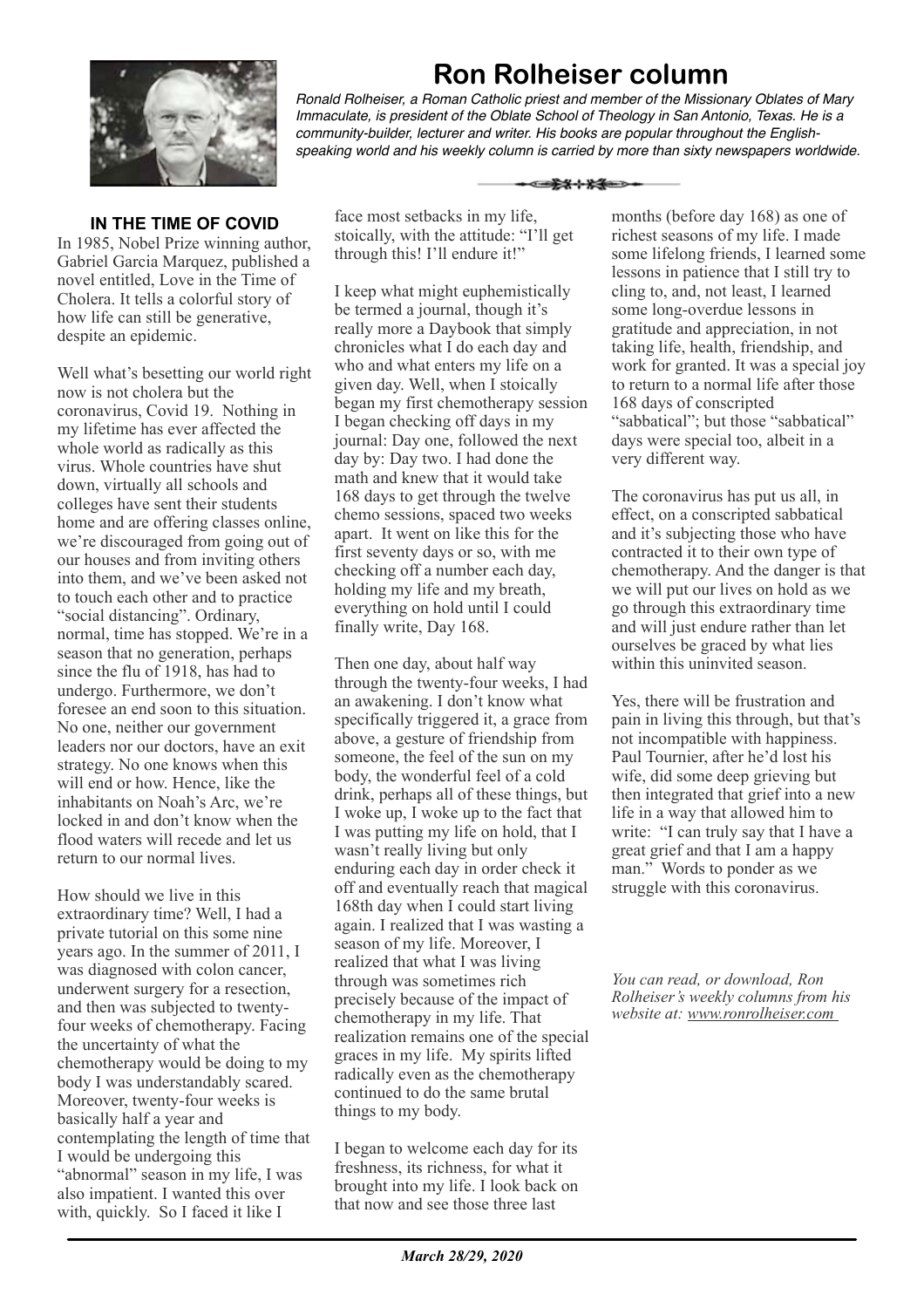# Ron Rolheiser column

*Ronald Rolheiser, a Roman Catholic priest and member of the Missionary Oblates of Mary Immaculate, is president of the Oblate School of Theology in San Antonio, Texas. He is a community-builder, lecturer and writer. His books are popular throughout the English-speaking world and his weekly column is carried by more than sixty newspapers worldwide.*

### IN THE TIME OF COVID

In 1985, Nobel Prize winning author, Gabriel Garcia Marquez, published a novel entitled, Love in the Time of Cholera. It tells a colorful story of how life can still be generative, despite an epidemic.

Well what's besetting our world right now is not cholera but the coronavirus, Covid 19. Nothing in my lifetime has ever affected the whole world as radically as this virus. Whole countries have shut down, virtually all schools and colleges have sent their students home and are offering classes online, we're discouraged from going out of our houses and from inviting others into them, and we've been asked not to touch each other and to practice "social distancing". Ordinary, normal, time has stopped. We're in a season that no generation, perhaps since the flu of 1918, has had to undergo. Furthermore, we don't foresee an end soon to this situation. No one, neither our government leaders nor our doctors, have an exit strategy. No one knows when this will end or how. Hence, like the inhabitants on Noah's Arc, we're locked in and don't know when the flood waters will recede and let us return to our normal lives.

How should we live in this extraordinary time? Well, I had a private tutorial on this some nine years ago. In the summer of 2011, I was diagnosed with colon cancer, underwent surgery for a resection, and then was subjected to twenty-four weeks of chemotherapy. Facing the uncertainty of what the chemotherapy would be doing to my body I was understandably scared. Moreover, twenty-four weeks is basically half a year and contemplating the length of time that I would be undergoing this "abnormal" season in my life, I was also impatient. I wanted this over with, quickly. So I faced it like I face most setbacks in my life, stoically, with the attitude: "I'll get through this! I'll endure it!"

I keep what might euphemistically be termed a journal, though it's really more a Daybook that simply chronicles what I do each day and who and what enters my life on a given day. Well, when I stoically began my first chemotherapy session I began checking off days in my journal: Day one, followed the next day by: Day two. I had done the math and knew that it would take 168 days to get through the twelve chemo sessions, spaced two weeks apart. It went on like this for the first seventy days or so, with me checking off a number each day, holding my life and my breath, everything on hold until I could finally write, Day 168.

Then one day, about half way through the twenty-four weeks, I had an awakening. I don't know what specifically triggered it, a grace from above, a gesture of friendship from someone, the feel of the sun on my body, the wonderful feel of a cold drink, perhaps all of these things, but I woke up, I woke up to the fact that I was putting my life on hold, that I wasn't really living but only enduring each day in order check it off and eventually reach that magical 168th day when I could start living again. I realized that I was wasting a season of my life. Moreover, I realized that what I was living through was sometimes rich precisely because of the impact of chemotherapy in my life. That realization remains one of the special graces in my life. My spirits lifted radically even as the chemotherapy continued to do the same brutal things to my body.

I began to welcome each day for its freshness, its richness, for what it brought into my life. I look back on that now and see those three last months (before day 168) as one of richest seasons of my life. I made some lifelong friends, I learned some lessons in patience that I still try to cling to, and, not least, I learned some long-overdue lessons in gratitude and appreciation, in not taking life, health, friendship, and work for granted. It was a special joy to return to a normal life after those 168 days of conscripted "sabbatical"; but those "sabbatical" days were special too, albeit in a very different way.

The coronavirus has put us all, in effect, on a conscripted sabbatical and it's subjecting those who have contracted it to their own type of chemotherapy. And the danger is that we will put our lives on hold as we go through this extraordinary time and will just endure rather than let ourselves be graced by what lies within this uninvited season.

Yes, there will be frustration and pain in living this through, but that's not incompatible with happiness. Paul Tournier, after he'd lost his wife, did some deep grieving but then integrated that grief into a new life in a way that allowed him to write: "I can truly say that I have a great grief and that I am a happy man." Words to ponder as we struggle with this coronavirus.

*You can read, or download, Ron Rolheiser's weekly columns from his website at: www.ronrolheiser.com*

***March 28/29, 2020***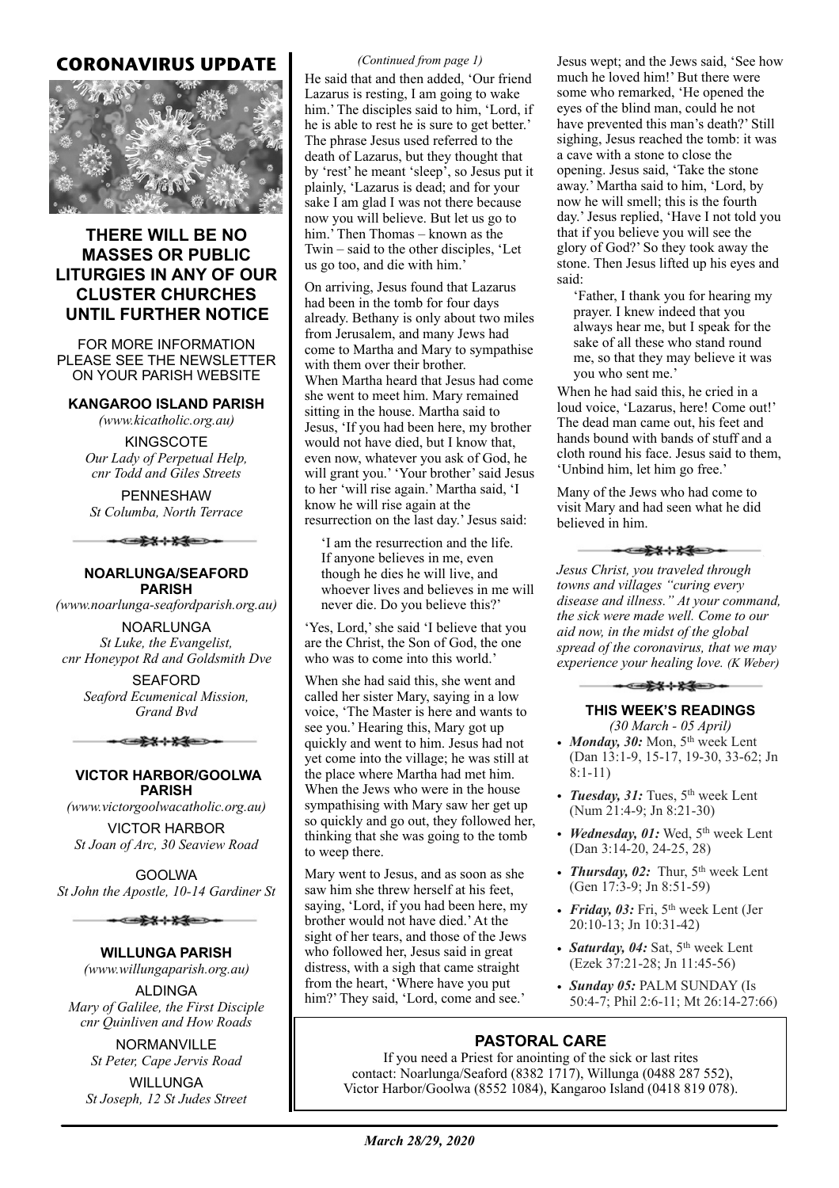## CORONAVIRUS UPDATE

### THERE WILL BE NO MASSES OR PUBLIC LITURGIES IN ANY OF OUR CLUSTER CHURCHES UNTIL FURTHER NOTICE

FOR MORE INFORMATION PLEASE SEE THE NEWSLETTER ON YOUR PARISH WEBSITE

**KANGAROO ISLAND PARISH**
*(www.kicatholic.org.au)*

KINGSCOTE
*Our Lady of Perpetual Help, cnr Todd and Giles Streets*

PENNESHAW
*St Columba, North Terrace*

**NOARLUNGA/SEAFORD PARISH**
*(www.noarlunga-seafordparish.org.au)*

NOARLUNGA
*St Luke, the Evangelist, cnr Honeypot Rd and Goldsmith Dve*

SEAFORD
*Seaford Ecumenical Mission, Grand Bvd*

**VICTOR HARBOR/GOOLWA PARISH**
*(www.victorgoolwacatholic.org.au)*

VICTOR HARBOR
*St Joan of Arc, 30 Seaview Road*

GOOLWA
*St John the Apostle, 10-14 Gardiner St*

**WILLUNGA PARISH**
*(www.willungaparish.org.au)*

ALDINGA
*Mary of Galilee, the First Disciple cnr Quinliven and How Roads*

NORMANVILLE
*St Peter, Cape Jervis Road*

WILLUNGA
*St Joseph, 12 St Judes Street*

*(Continued from page 1)*

He said that and then added, 'Our friend Lazarus is resting, I am going to wake him.' The disciples said to him, 'Lord, if he is able to rest he is sure to get better.' The phrase Jesus used referred to the death of Lazarus, but they thought that by 'rest' he meant 'sleep', so Jesus put it plainly, 'Lazarus is dead; and for your sake I am glad I was not there because now you will believe. But let us go to him.' Then Thomas – known as the Twin – said to the other disciples, 'Let us go too, and die with him.'

On arriving, Jesus found that Lazarus had been in the tomb for four days already. Bethany is only about two miles from Jerusalem, and many Jews had come to Martha and Mary to sympathise with them over their brother.
When Martha heard that Jesus had come she went to meet him. Mary remained sitting in the house. Martha said to Jesus, 'If you had been here, my brother would not have died, but I know that, even now, whatever you ask of God, he will grant you.' 'Your brother' said Jesus to her 'will rise again.' Martha said, 'I know he will rise again at the resurrection on the last day.' Jesus said:

> 'I am the resurrection and the life. If anyone believes in me, even though he dies he will live, and whoever lives and believes in me will never die. Do you believe this?'

'Yes, Lord,' she said 'I believe that you are the Christ, the Son of God, the one who was to come into this world.'

When she had said this, she went and called her sister Mary, saying in a low voice, 'The Master is here and wants to see you.' Hearing this, Mary got up quickly and went to him. Jesus had not yet come into the village; he was still at the place where Martha had met him. When the Jews who were in the house sympathising with Mary saw her get up so quickly and go out, they followed her, thinking that she was going to the tomb to weep there.

Mary went to Jesus, and as soon as she saw him she threw herself at his feet, saying, 'Lord, if you had been here, my brother would not have died.' At the sight of her tears, and those of the Jews who followed her, Jesus said in great distress, with a sigh that came straight from the heart, 'Where have you put him?' They said, 'Lord, come and see.' Jesus wept; and the Jews said, 'See how much he loved him!' But there were some who remarked, 'He opened the eyes of the blind man, could he not have prevented this man's death?' Still sighing, Jesus reached the tomb: it was a cave with a stone to close the opening. Jesus said, 'Take the stone away.' Martha said to him, 'Lord, by now he will smell; this is the fourth day.' Jesus replied, 'Have I not told you that if you believe you will see the glory of God?' So they took away the stone. Then Jesus lifted up his eyes and said:

> 'Father, I thank you for hearing my prayer. I knew indeed that you always hear me, but I speak for the sake of all these who stand round me, so that they may believe it was you who sent me.'

When he had said this, he cried in a loud voice, 'Lazarus, here! Come out!' The dead man came out, his feet and hands bound with bands of stuff and a cloth round his face. Jesus said to them, 'Unbind him, let him go free.'

Many of the Jews who had come to visit Mary and had seen what he did believed in him.

*Jesus Christ, you traveled through towns and villages "curing every disease and illness." At your command, the sick were made well. Come to our aid now, in the midst of the global spread of the coronavirus, that we may experience your healing love. (K Weber)*

### THIS WEEK'S READINGS
*(30 March - 05 April)*

- ***Monday, 30:*** Mon, 5th week Lent (Dan 13:1-9, 15-17, 19-30, 33-62; Jn 8:1-11)
- ***Tuesday, 31:*** Tues, 5th week Lent (Num 21:4-9; Jn 8:21-30)
- ***Wednesday, 01:*** Wed, 5th week Lent (Dan 3:14-20, 24-25, 28)
- ***Thursday, 02:*** Thur, 5th week Lent (Gen 17:3-9; Jn 8:51-59)
- ***Friday, 03:*** Fri, 5th week Lent (Jer 20:10-13; Jn 10:31-42)
- ***Saturday, 04:*** Sat, 5th week Lent (Ezek 37:21-28; Jn 11:45-56)
- ***Sunday 05:*** PALM SUNDAY (Is 50:4-7; Phil 2:6-11; Mt 26:14-27:66)

### PASTORAL CARE

If you need a Priest for anointing of the sick or last rites contact: Noarlunga/Seaford (8382 1717), Willunga (0488 287 552), Victor Harbor/Goolwa (8552 1084), Kangaroo Island (0418 819 078).